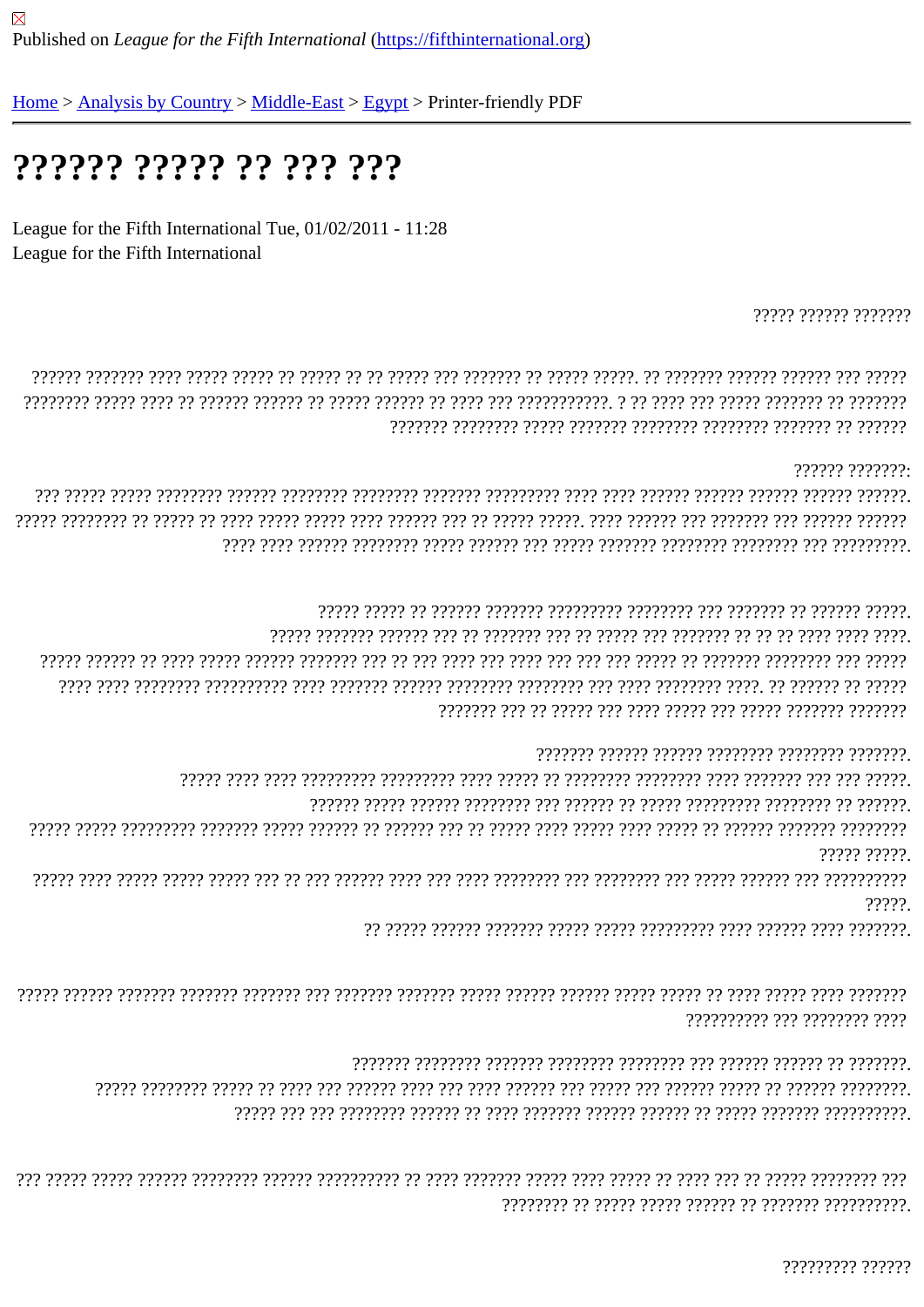Published on *League for the Fifth International* (https://fifthinternational.org)

Home > Analysis by Country > Middle-East > Egypt > Printer-friendly PDF

# ?????? ????? ?? ??? ???

League for the Fifth International Tue, 01/02/2011 - 11:28
League for the Fifth International

????? ?????? ???????

?????? ??????? ???? ????? ????? ?? ????? ?? ?? ????? ??? ??????? ?? ????? ?????. ?? ??????? ?????? ?????? ??? ????? ???????? ????? ???? ?? ?????? ?????? ?? ????? ?????? ?? ???? ??? ???????????. ? ?? ???? ??? ????? ??????? ?? ??????? ??????? ???????? ????? ??????? ???????? ???????? ??????? ?? ??????

?????? ???????:
??? ????? ????? ???????? ?????? ???????? ???????? ??????? ????????? ???? ???? ?????? ?????? ?????? ?????? ??????. ????? ???????? ?? ????? ?? ???? ????? ????? ???? ?????? ??? ?? ????? ?????. ???? ?????? ??? ??????? ??? ?????? ?????? ???? ???? ?????? ???????? ????? ?????? ??? ????? ??????? ???????? ???????? ??? ?????????.

????? ????? ?? ?????? ??????? ????????? ???????? ??? ??????? ?? ?????? ?????.
????? ??????? ?????? ??? ?? ??????? ??? ?? ????? ??? ??????? ?? ?? ?? ???? ???? ????.
????? ?????? ?? ???? ????? ?????? ??????? ??? ?? ??? ???? ??? ???? ??? ??? ??? ????? ?? ??????? ???????? ??? ????? ???? ???? ???????? ?????????? ???? ??????? ?????? ???????? ???????? ??? ???? ???????? ????. ?? ?????? ?? ????? ??????? ??? ?? ????? ??? ???? ????? ??? ????? ??????? ???????

??????? ?????? ?????? ???????? ???????? ???????.
????? ???? ???? ????????? ????????? ???? ????? ?? ???????? ???????? ???? ??????? ??? ??? ?????.
?????? ????? ?????? ???????? ??? ?????? ?? ????? ????????? ???????? ?? ??????.
????? ????? ????????? ??????? ????? ?????? ?? ?????? ??? ?? ????? ???? ????? ???? ????? ?? ?????? ??????? ???????? ????? ?????.
????? ???? ????? ????? ????? ??? ?? ??? ?????? ???? ??? ???? ???????? ??? ???????? ??? ????? ?????? ??? ?????????? ?????.
?? ????? ?????? ??????? ????? ????? ????????? ???? ?????? ???? ???????.

????? ?????? ??????? ??????? ??????? ??? ??????? ??????? ????? ?????? ?????? ????? ????? ?? ???? ????? ???? ??????? ?????????? ??? ???????? ????

??????? ???????? ??????? ???????? ???????? ??? ?????? ?????? ?? ???????.
????? ???????? ????? ?? ???? ??? ?????? ???? ??? ???? ?????? ??? ????? ??? ?????? ????? ?? ?????? ????????.
????? ??? ??? ???????? ?????? ?? ???? ??????? ?????? ?????? ?? ????? ??????? ??????????.

??? ????? ????? ?????? ???????? ?????? ?????????? ?? ???? ??????? ????? ???? ????? ?? ???? ??? ?? ????? ???????? ??? ???????? ?? ????? ????? ?????? ?? ??????? ??????????.

????????? ??????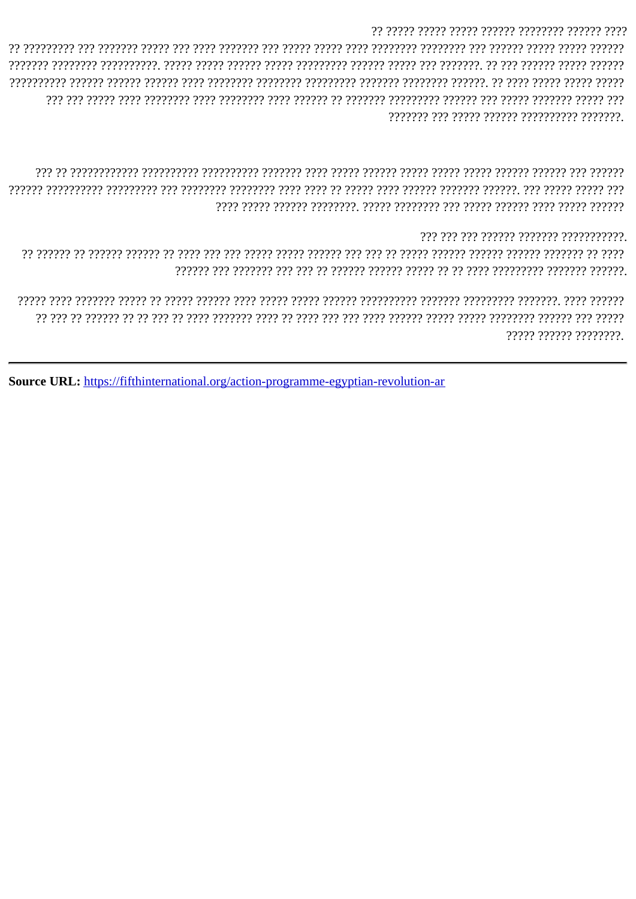?? ????? ????? ????? ?????? ???????? ?????? ????

?? ????????? ??? ??????? ????? ??? ???? ??????? ??? ????? ????? ???? ???????? ???????? ??? ?????? ????? ????? ?????? ??????? ???????? ??????????. ????? ????? ?????? ????? ????????? ?????? ????? ??? ???????. ?? ??? ?????? ????? ?????? ?????????? ?????? ?????? ?????? ???? ???????? ???????? ????????? ??????? ???????? ??????. ?? ???? ????? ????? ????? ??? ??? ????? ???? ???????? ???? ???????? ???? ?????? ?? ??????? ????????? ?????? ??? ????? ??????? ????? ??? ??????? ??? ????? ?????? ?????????? ???????.

??? ?? ???????????? ?????????? ?????????? ??????? ???? ????? ?????? ????? ????? ????? ?????? ?????? ??? ?????? ?????? ?????????? ????????? ??? ???????? ???????? ???? ???? ?? ????? ???? ?????? ??????? ??????. ??? ????? ????? ??? ???? ????? ?????? ????????. ????? ???????? ??? ????? ?????? ???? ????? ??????

??? ??? ??? ?????? ??????? ???????????.

?? ?????? ?? ?????? ?????? ?? ???? ??? ??? ????? ????? ?????? ??? ??? ?? ????? ?????? ?????? ?????? ??????? ?? ???? ?????? ??? ??????? ??? ??? ?? ?????? ?????? ????? ?? ?? ???? ????????? ??????? ??????.

????? ???? ??????? ????? ?? ????? ?????? ???? ????? ????? ?????? ?????????? ??????? ????????? ???????. ???? ?????? ?? ??? ?? ?????? ?? ?? ??? ?? ???? ??????? ???? ?? ???? ??? ??? ???? ?????? ????? ????? ???????? ?????? ??? ????? ????? ?????? ????????.

---

**Source URL:** https://fifthinternational.org/action-programme-egyptian-revolution-ar